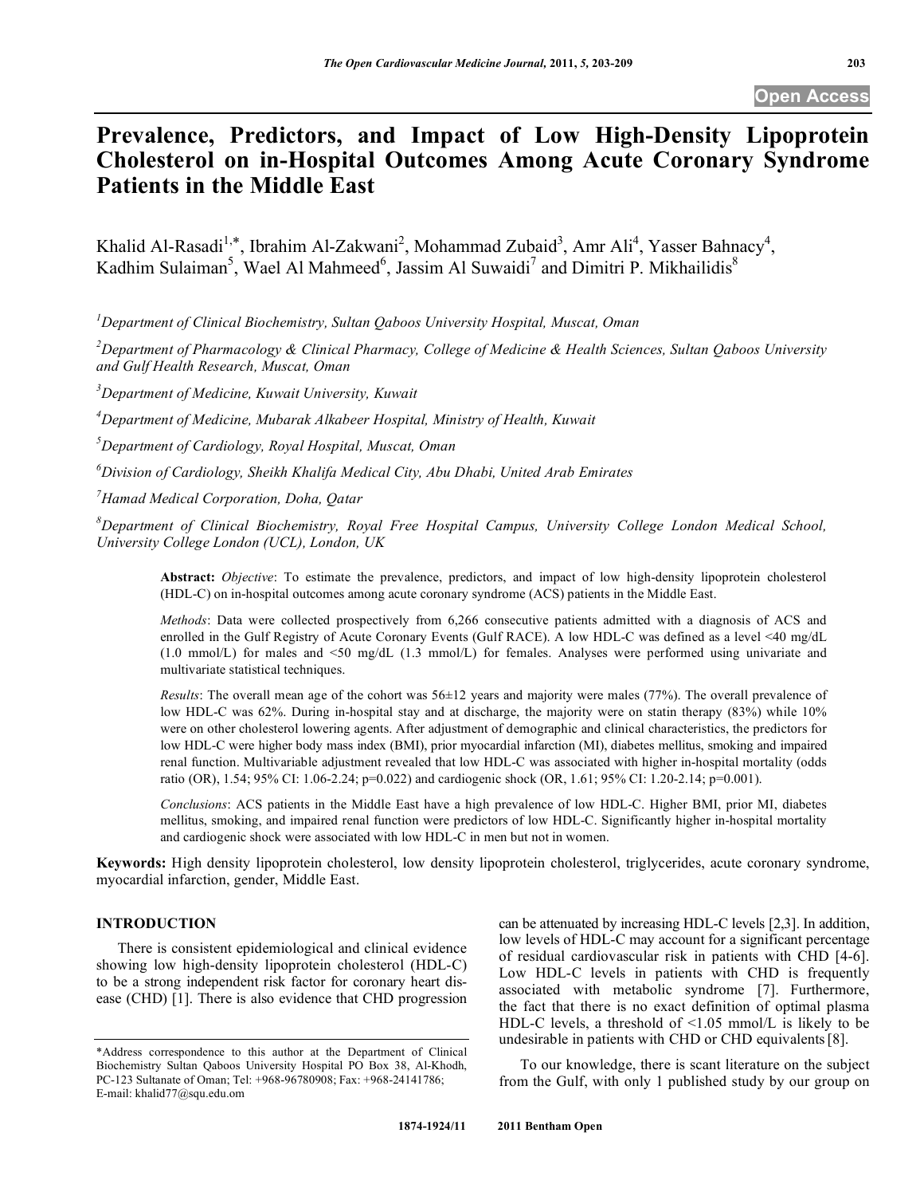Open Access

# Prevalence, Predictors, and Impact of Low High-Density Lipoprotein Cholesterol on in-Hospital Outcomes Among Acute Coronary Syndrome Patients in the Middle East

Khalid Al-Rasadi[1,*], Ibrahim Al-Zakwani[2], Mohammad Zubaid[3], Amr Ali[4], Yasser Bahnacy[4], Kadhim Sulaiman[5], Wael Al Mahmeed[6], Jassim Al Suwaidi[7] and Dimitri P. Mikhailidis[8]

[1]*Department of Clinical Biochemistry, Sultan Qaboos University Hospital, Muscat, Oman*

[2]*Department of Pharmacology & Clinical Pharmacy, College of Medicine & Health Sciences, Sultan Qaboos University and Gulf Health Research, Muscat, Oman*

[3]*Department of Medicine, Kuwait University, Kuwait*

[4]*Department of Medicine, Mubarak Alkabeer Hospital, Ministry of Health, Kuwait*

[5]*Department of Cardiology, Royal Hospital, Muscat, Oman*

[6]*Division of Cardiology, Sheikh Khalifa Medical City, Abu Dhabi, United Arab Emirates*

[7]*Hamad Medical Corporation, Doha, Qatar*

[8]*Department of Clinical Biochemistry, Royal Free Hospital Campus, University College London Medical School, University College London (UCL), London, UK*

**Abstract:** *Objective*: To estimate the prevalence, predictors, and impact of low high-density lipoprotein cholesterol (HDL-C) on in-hospital outcomes among acute coronary syndrome (ACS) patients in the Middle East.

*Methods*: Data were collected prospectively from 6,266 consecutive patients admitted with a diagnosis of ACS and enrolled in the Gulf Registry of Acute Coronary Events (Gulf RACE). A low HDL-C was defined as a level <40 mg/dL (1.0 mmol/L) for males and <50 mg/dL (1.3 mmol/L) for females. Analyses were performed using univariate and multivariate statistical techniques.

*Results*: The overall mean age of the cohort was 56±12 years and majority were males (77%). The overall prevalence of low HDL-C was 62%. During in-hospital stay and at discharge, the majority were on statin therapy (83%) while 10% were on other cholesterol lowering agents. After adjustment of demographic and clinical characteristics, the predictors for low HDL-C were higher body mass index (BMI), prior myocardial infarction (MI), diabetes mellitus, smoking and impaired renal function. Multivariable adjustment revealed that low HDL-C was associated with higher in-hospital mortality (odds ratio (OR), 1.54; 95% CI: 1.06-2.24; p=0.022) and cardiogenic shock (OR, 1.61; 95% CI: 1.20-2.14; p=0.001).

*Conclusions*: ACS patients in the Middle East have a high prevalence of low HDL-C. Higher BMI, prior MI, diabetes mellitus, smoking, and impaired renal function were predictors of low HDL-C. Significantly higher in-hospital mortality and cardiogenic shock were associated with low HDL-C in men but not in women.

**Keywords:** High density lipoprotein cholesterol, low density lipoprotein cholesterol, triglycerides, acute coronary syndrome, myocardial infarction, gender, Middle East.

## INTRODUCTION

There is consistent epidemiological and clinical evidence showing low high-density lipoprotein cholesterol (HDL-C) to be a strong independent risk factor for coronary heart disease (CHD) [1]. There is also evidence that CHD progression can be attenuated by increasing HDL-C levels [2,3]. In addition, low levels of HDL-C may account for a significant percentage of residual cardiovascular risk in patients with CHD [4-6]. Low HDL-C levels in patients with CHD is frequently associated with metabolic syndrome [7]. Furthermore, the fact that there is no exact definition of optimal plasma HDL-C levels, a threshold of <1.05 mmol/L is likely to be undesirable in patients with CHD or CHD equivalents [8].

To our knowledge, there is scant literature on the subject from the Gulf, with only 1 published study by our group on

*Address correspondence to this author at the Department of Clinical Biochemistry Sultan Qaboos University Hospital PO Box 38, Al-Khodh, PC-123 Sultanate of Oman; Tel: +968-96780908; Fax: +968-24141786; E-mail: khalid77@squ.edu.om

1874-1924/11 2011 Bentham Open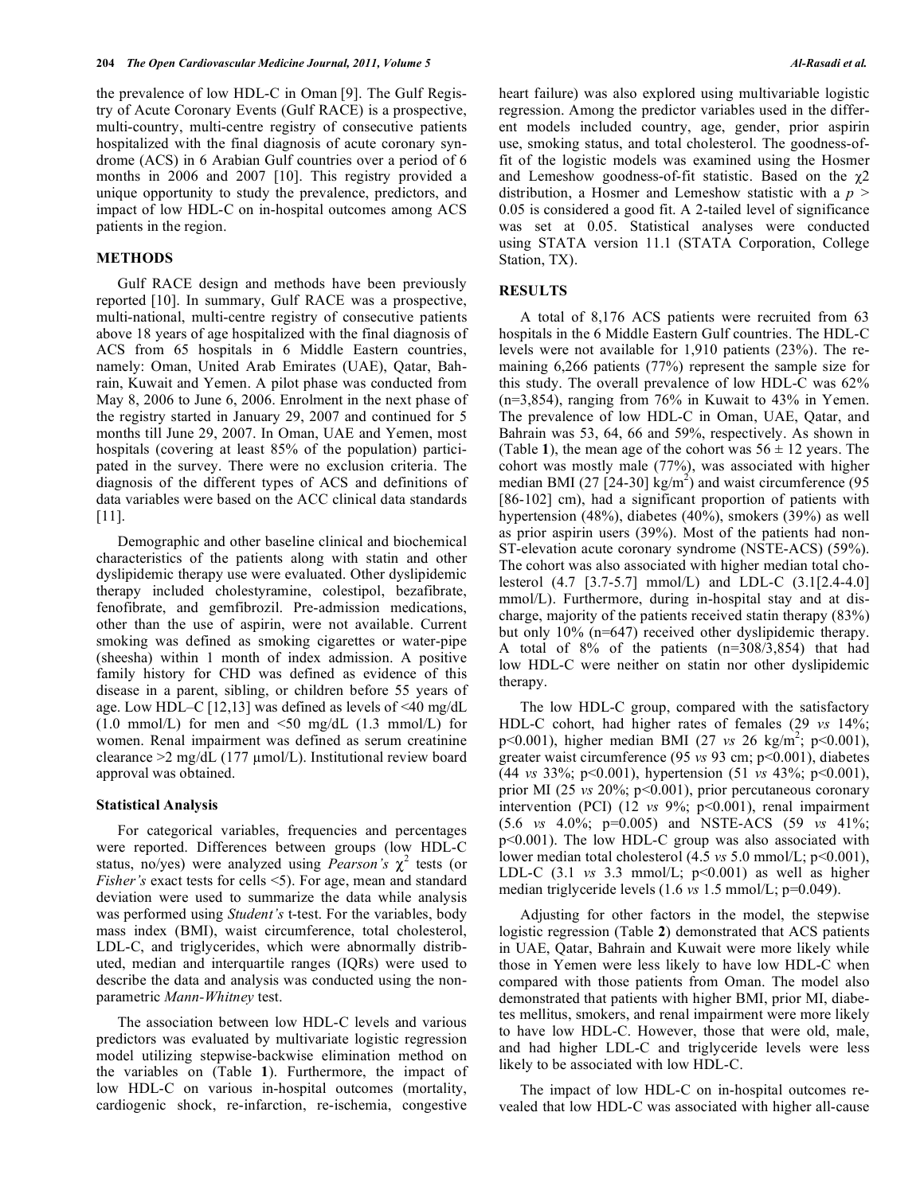the prevalence of low HDL-C in Oman [9]. The Gulf Registry of Acute Coronary Events (Gulf RACE) is a prospective, multi-country, multi-centre registry of consecutive patients hospitalized with the final diagnosis of acute coronary syndrome (ACS) in 6 Arabian Gulf countries over a period of 6 months in 2006 and 2007 [10]. This registry provided a unique opportunity to study the prevalence, predictors, and impact of low HDL-C on in-hospital outcomes among ACS patients in the region.

## METHODS

Gulf RACE design and methods have been previously reported [10]. In summary, Gulf RACE was a prospective, multi-national, multi-centre registry of consecutive patients above 18 years of age hospitalized with the final diagnosis of ACS from 65 hospitals in 6 Middle Eastern countries, namely: Oman, United Arab Emirates (UAE), Qatar, Bahrain, Kuwait and Yemen. A pilot phase was conducted from May 8, 2006 to June 6, 2006. Enrolment in the next phase of the registry started in January 29, 2007 and continued for 5 months till June 29, 2007. In Oman, UAE and Yemen, most hospitals (covering at least 85% of the population) participated in the survey. There were no exclusion criteria. The diagnosis of the different types of ACS and definitions of data variables were based on the ACC clinical data standards [11].

Demographic and other baseline clinical and biochemical characteristics of the patients along with statin and other dyslipidemic therapy use were evaluated. Other dyslipidemic therapy included cholestyramine, colestipol, bezafibrate, fenofibrate, and gemfibrozil. Pre-admission medications, other than the use of aspirin, were not available. Current smoking was defined as smoking cigarettes or water-pipe (sheesha) within 1 month of index admission. A positive family history for CHD was defined as evidence of this disease in a parent, sibling, or children before 55 years of age. Low HDL–C [12,13] was defined as levels of <40 mg/dL (1.0 mmol/L) for men and <50 mg/dL (1.3 mmol/L) for women. Renal impairment was defined as serum creatinine clearance >2 mg/dL (177 µmol/L). Institutional review board approval was obtained.

### Statistical Analysis

For categorical variables, frequencies and percentages were reported. Differences between groups (low HDL-C status, no/yes) were analyzed using *Pearson's* $\chi^2$ tests (or *Fisher's* exact tests for cells <5). For age, mean and standard deviation were used to summarize the data while analysis was performed using *Student's* t-test. For the variables, body mass index (BMI), waist circumference, total cholesterol, LDL-C, and triglycerides, which were abnormally distributed, median and interquartile ranges (IQRs) were used to describe the data and analysis was conducted using the non-parametric *Mann-Whitney* test.

The association between low HDL-C levels and various predictors was evaluated by multivariate logistic regression model utilizing stepwise-backwise elimination method on the variables on (Table **1**). Furthermore, the impact of low HDL-C on various in-hospital outcomes (mortality, cardiogenic shock, re-infarction, re-ischemia, congestive heart failure) was also explored using multivariable logistic regression. Among the predictor variables used in the different models included country, age, gender, prior aspirin use, smoking status, and total cholesterol. The goodness-of-fit of the logistic models was examined using the Hosmer and Lemeshow goodness-of-fit statistic. Based on the $\chi 2$ distribution, a Hosmer and Lemeshow statistic with a $p > 0.05$ is considered a good fit. A 2-tailed level of significance was set at 0.05. Statistical analyses were conducted using STATA version 11.1 (STATA Corporation, College Station, TX).

## RESULTS

A total of 8,176 ACS patients were recruited from 63 hospitals in the 6 Middle Eastern Gulf countries. The HDL-C levels were not available for 1,910 patients (23%). The remaining 6,266 patients (77%) represent the sample size for this study. The overall prevalence of low HDL-C was 62% (n=3,854), ranging from 76% in Kuwait to 43% in Yemen. The prevalence of low HDL-C in Oman, UAE, Qatar, and Bahrain was 53, 64, 66 and 59%, respectively. As shown in (Table **1**), the mean age of the cohort was 56 ± 12 years. The cohort was mostly male (77%), was associated with higher median BMI (27 [24-30] kg/m$^2$) and waist circumference (95 [86-102] cm), had a significant proportion of patients with hypertension (48%), diabetes (40%), smokers (39%) as well as prior aspirin users (39%). Most of the patients had non-ST-elevation acute coronary syndrome (NSTE-ACS) (59%). The cohort was also associated with higher median total cholesterol (4.7 [3.7-5.7] mmol/L) and LDL-C (3.1[2.4-4.0] mmol/L). Furthermore, during in-hospital stay and at discharge, majority of the patients received statin therapy (83%) but only 10% (n=647) received other dyslipidemic therapy. A total of 8% of the patients (n=308/3,854) that had low HDL-C were neither on statin nor other dyslipidemic therapy.

The low HDL-C group, compared with the satisfactory HDL-C cohort, had higher rates of females (29 *vs* 14%; p<0.001), higher median BMI (27 *vs* 26 kg/m$^2$; p<0.001), greater waist circumference (95 *vs* 93 cm; p<0.001), diabetes (44 *vs* 33%; p<0.001), hypertension (51 *vs* 43%; p<0.001), prior MI (25 *vs* 20%; p<0.001), prior percutaneous coronary intervention (PCI) (12 *vs* 9%; p<0.001), renal impairment (5.6 *vs* 4.0%; p=0.005) and NSTE-ACS (59 *vs* 41%; p<0.001). The low HDL-C group was also associated with lower median total cholesterol (4.5 *vs* 5.0 mmol/L; p<0.001), LDL-C (3.1 *vs* 3.3 mmol/L; p<0.001) as well as higher median triglyceride levels (1.6 *vs* 1.5 mmol/L; p=0.049).

Adjusting for other factors in the model, the stepwise logistic regression (Table **2**) demonstrated that ACS patients in UAE, Qatar, Bahrain and Kuwait were more likely while those in Yemen were less likely to have low HDL-C when compared with those patients from Oman. The model also demonstrated that patients with higher BMI, prior MI, diabetes mellitus, smokers, and renal impairment were more likely to have low HDL-C. However, those that were old, male, and had higher LDL-C and triglyceride levels were less likely to be associated with low HDL-C.

The impact of low HDL-C on in-hospital outcomes revealed that low HDL-C was associated with higher all-cause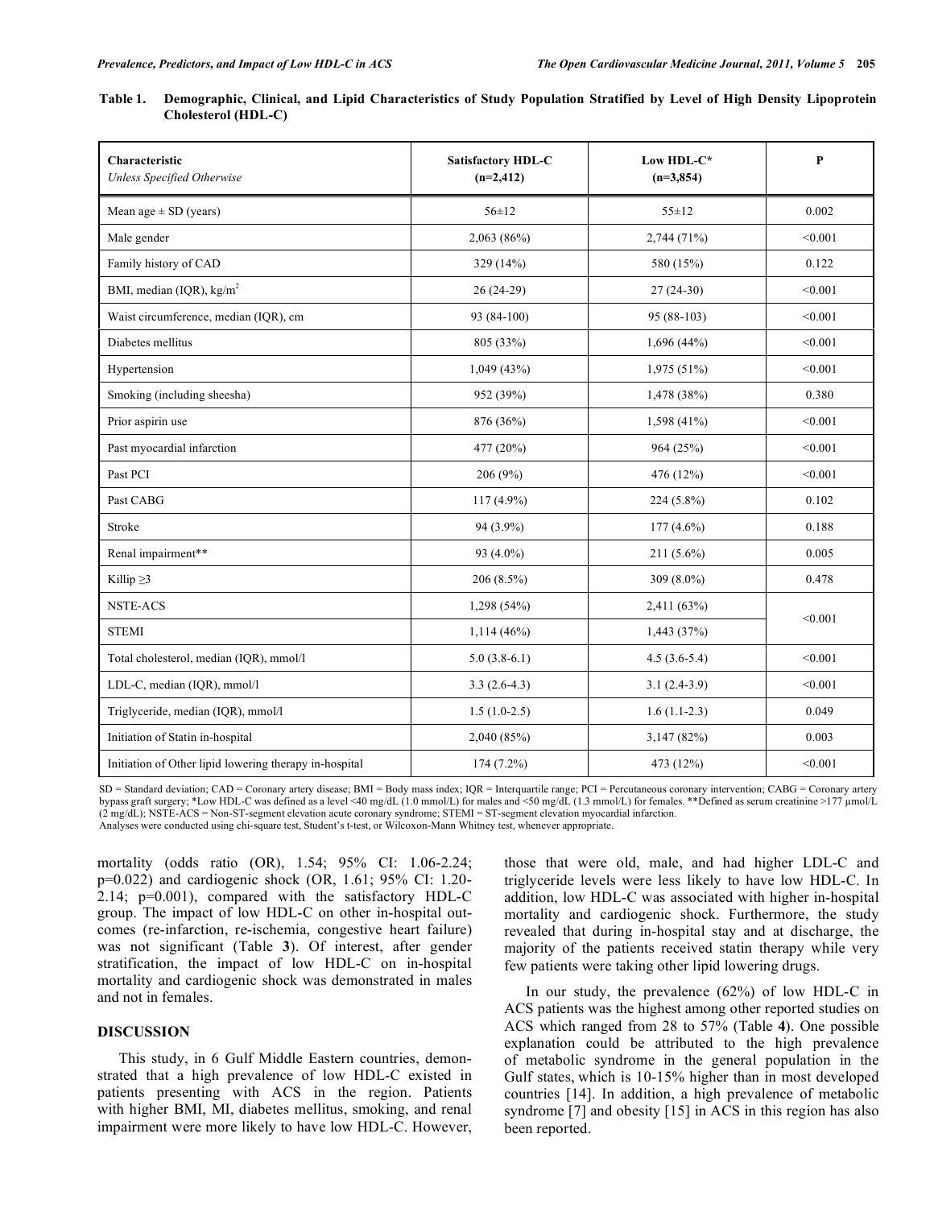**Table 1. Demographic, Clinical, and Lipid Characteristics of Study Population Stratified by Level of High Density Lipoprotein Cholesterol (HDL-C)**

| Characteristic *Unless Specified Otherwise* | Satisfactory HDL-C (n=2,412) | Low HDL-C* (n=3,854) | P |
|---|---|---|---|
| Mean age ± SD (years) | 56±12 | 55±12 | 0.002 |
| Male gender | 2,063 (86%) | 2,744 (71%) | <0.001 |
| Family history of CAD | 329 (14%) | 580 (15%) | 0.122 |
| BMI, median (IQR), $kg/m^2$ | 26 (24-29) | 27 (24-30) | <0.001 |
| Waist circumference, median (IQR), cm | 93 (84-100) | 95 (88-103) | <0.001 |
| Diabetes mellitus | 805 (33%) | 1,696 (44%) | <0.001 |
| Hypertension | 1,049 (43%) | 1,975 (51%) | <0.001 |
| Smoking (including sheesha) | 952 (39%) | 1,478 (38%) | 0.380 |
| Prior aspirin use | 876 (36%) | 1,598 (41%) | <0.001 |
| Past myocardial infarction | 477 (20%) | 964 (25%) | <0.001 |
| Past PCI | 206 (9%) | 476 (12%) | <0.001 |
| Past CABG | 117 (4.9%) | 224 (5.8%) | 0.102 |
| Stroke | 94 (3.9%) | 177 (4.6%) | 0.188 |
| Renal impairment** | 93 (4.0%) | 211 (5.6%) | 0.005 |
| Killip ≥3 | 206 (8.5%) | 309 (8.0%) | 0.478 |
| NSTE-ACS | 1,298 (54%) | 2,411 (63%) | <0.001 |
| STEMI | 1,114 (46%) | 1,443 (37%) | |
| Total cholesterol, median (IQR), mmol/l | 5.0 (3.8-6.1) | 4.5 (3.6-5.4) | <0.001 |
| LDL-C, median (IQR), mmol/l | 3.3 (2.6-4.3) | 3.1 (2.4-3.9) | <0.001 |
| Triglyceride, median (IQR), mmol/l | 1.5 (1.0-2.5) | 1.6 (1.1-2.3) | 0.049 |
| Initiation of Statin in-hospital | 2,040 (85%) | 3,147 (82%) | 0.003 |
| Initiation of Other lipid lowering therapy in-hospital | 174 (7.2%) | 473 (12%) | <0.001 |

SD = Standard deviation; CAD = Coronary artery disease; BMI = Body mass index; IQR = Interquartile range; PCI = Percutaneous coronary intervention; CABG = Coronary artery bypass graft surgery; *Low HDL-C was defined as a level <40 mg/dL (1.0 mmol/L) for males and <50 mg/dL (1.3 mmol/L) for females. **Defined as serum creatinine >177 µmol/L (2 mg/dL); NSTE-ACS = Non-ST-segment elevation acute coronary syndrome; STEMI = ST-segment elevation myocardial infarction.
Analyses were conducted using chi-square test, Student's t-test, or Wilcoxon-Mann Whitney test, whenever appropriate.

mortality (odds ratio (OR), 1.54; 95% CI: 1.06-2.24; p=0.022) and cardiogenic shock (OR, 1.61; 95% CI: 1.20-2.14; p=0.001), compared with the satisfactory HDL-C group. The impact of low HDL-C on other in-hospital outcomes (re-infarction, re-ischemia, congestive heart failure) was not significant (Table **3**). Of interest, after gender stratification, the impact of low HDL-C on in-hospital mortality and cardiogenic shock was demonstrated in males and not in females.

## DISCUSSION

This study, in 6 Gulf Middle Eastern countries, demonstrated that a high prevalence of low HDL-C existed in patients presenting with ACS in the region. Patients with higher BMI, MI, diabetes mellitus, smoking, and renal impairment were more likely to have low HDL-C. However, those that were old, male, and had higher LDL-C and triglyceride levels were less likely to have low HDL-C. In addition, low HDL-C was associated with higher in-hospital mortality and cardiogenic shock. Furthermore, the study revealed that during in-hospital stay and at discharge, the majority of the patients received statin therapy while very few patients were taking other lipid lowering drugs.

In our study, the prevalence (62%) of low HDL-C in ACS patients was the highest among other reported studies on ACS which ranged from 28 to 57% (Table **4**). One possible explanation could be attributed to the high prevalence of metabolic syndrome in the general population in the Gulf states, which is 10-15% higher than in most developed countries [14]. In addition, a high prevalence of metabolic syndrome [7] and obesity [15] in ACS in this region has also been reported.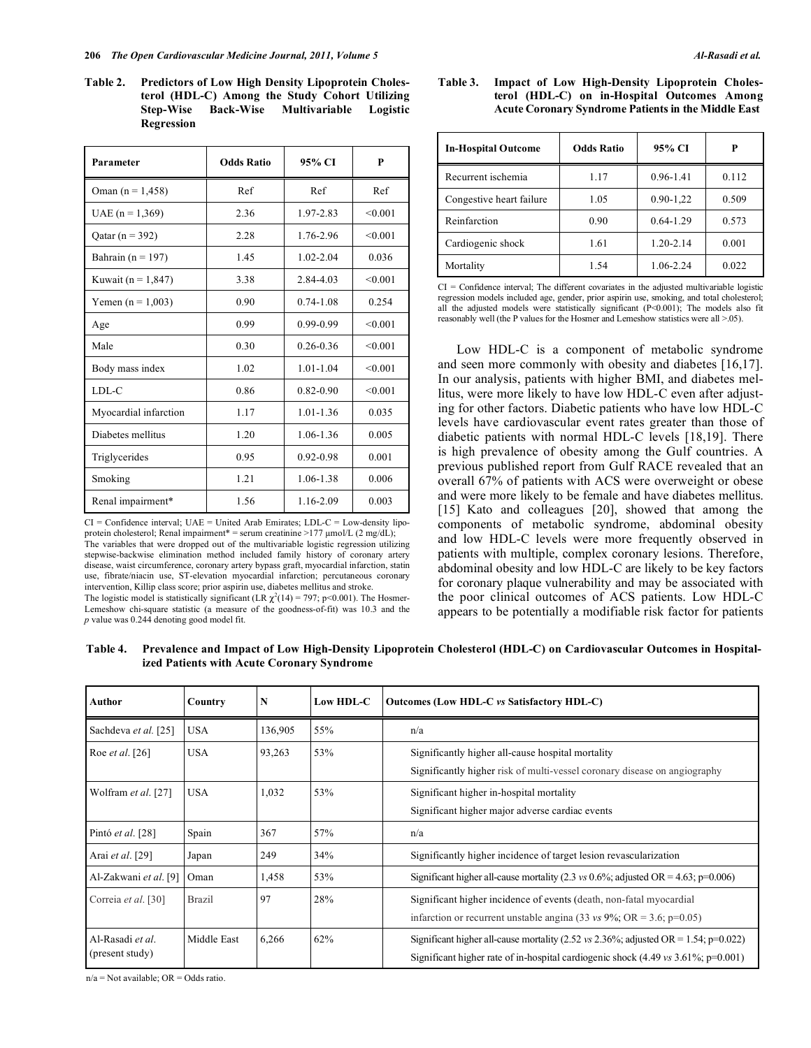**Table 2. Predictors of Low High Density Lipoprotein Cholesterol (HDL-C) Among the Study Cohort Utilizing Step-Wise Back-Wise Multivariable Logistic Regression**

| Parameter | Odds Ratio | 95% CI | P |
|---|---|---|---|
| Oman (n = 1,458) | Ref | Ref | Ref |
| UAE (n = 1,369) | 2.36 | 1.97-2.83 | <0.001 |
| Qatar (n = 392) | 2.28 | 1.76-2.96 | <0.001 |
| Bahrain (n = 197) | 1.45 | 1.02-2.04 | 0.036 |
| Kuwait (n = 1,847) | 3.38 | 2.84-4.03 | <0.001 |
| Yemen (n = 1,003) | 0.90 | 0.74-1.08 | 0.254 |
| Age | 0.99 | 0.99-0.99 | <0.001 |
| Male | 0.30 | 0.26-0.36 | <0.001 |
| Body mass index | 1.02 | 1.01-1.04 | <0.001 |
| LDL-C | 0.86 | 0.82-0.90 | <0.001 |
| Myocardial infarction | 1.17 | 1.01-1.36 | 0.035 |
| Diabetes mellitus | 1.20 | 1.06-1.36 | 0.005 |
| Triglycerides | 0.95 | 0.92-0.98 | 0.001 |
| Smoking | 1.21 | 1.06-1.38 | 0.006 |
| Renal impairment* | 1.56 | 1.16-2.09 | 0.003 |

CI = Confidence interval; UAE = United Arab Emirates; LDL-C = Low-density lipoprotein cholesterol; Renal impairment* = serum creatinine >177 µmol/L (2 mg/dL);
The variables that were dropped out of the multivariable logistic regression utilizing stepwise-backwise elimination method included family history of coronary artery disease, waist circumference, coronary artery bypass graft, myocardial infarction, statin use, fibrate/niacin use, ST-elevation myocardial infarction; percutaneous coronary intervention, Killip class score; prior aspirin use, diabetes mellitus and stroke.
The logistic model is statistically significant (LR $\chi^2(14) = 797$; p<0.001). The Hosmer-Lemeshow chi-square statistic (a measure of the goodness-of-fit) was 10.3 and the *p* value was 0.244 denoting good model fit.

**Table 3. Impact of Low High-Density Lipoprotein Cholesterol (HDL-C) on in-Hospital Outcomes Among Acute Coronary Syndrome Patients in the Middle East**

| In-Hospital Outcome | Odds Ratio | 95% CI | P |
|---|---|---|---|
| Recurrent ischemia | 1.17 | 0.96-1.41 | 0.112 |
| Congestive heart failure | 1.05 | 0.90-1,22 | 0.509 |
| Reinfarction | 0.90 | 0.64-1.29 | 0.573 |
| Cardiogenic shock | 1.61 | 1.20-2.14 | 0.001 |
| Mortality | 1.54 | 1.06-2.24 | 0.022 |

CI = Confidence interval; The different covariates in the adjusted multivariable logistic regression models included age, gender, prior aspirin use, smoking, and total cholesterol; all the adjusted models were statistically significant (P<0.001); The models also fit reasonably well (the P values for the Hosmer and Lemeshow statistics were all >.05).

Low HDL-C is a component of metabolic syndrome and seen more commonly with obesity and diabetes [16,17]. In our analysis, patients with higher BMI, and diabetes mellitus, were more likely to have low HDL-C even after adjusting for other factors. Diabetic patients who have low HDL-C levels have cardiovascular event rates greater than those of diabetic patients with normal HDL-C levels [18,19]. There is high prevalence of obesity among the Gulf countries. A previous published report from Gulf RACE revealed that an overall 67% of patients with ACS were overweight or obese and were more likely to be female and have diabetes mellitus. [15] Kato and colleagues [20], showed that among the components of metabolic syndrome, abdominal obesity and low HDL-C levels were more frequently observed in patients with multiple, complex coronary lesions. Therefore, abdominal obesity and low HDL-C are likely to be key factors for coronary plaque vulnerability and may be associated with the poor clinical outcomes of ACS patients. Low HDL-C appears to be potentially a modifiable risk factor for patients

**Table 4. Prevalence and Impact of Low High-Density Lipoprotein Cholesterol (HDL-C) on Cardiovascular Outcomes in Hospitalized Patients with Acute Coronary Syndrome**

| Author | Country | N | Low HDL-C | Outcomes (Low HDL-C *vs* Satisfactory HDL-C) |
|---|---|---|---|---|
| Sachdeva *et al.* [25] | USA | 136,905 | 55% | n/a |
| Roe *et al.* [26] | USA | 93,263 | 53% | Significantly higher all-cause hospital mortality<br>Significantly higher risk of multi-vessel coronary disease on angiography |
| Wolfram *et al.* [27] | USA | 1,032 | 53% | Significant higher in-hospital mortality<br>Significant higher major adverse cardiac events |
| Pintó *et al.* [28] | Spain | 367 | 57% | n/a |
| Arai *et al.* [29] | Japan | 249 | 34% | Significantly higher incidence of target lesion revascularization |
| Al-Zakwani *et al.* [9] | Oman | 1,458 | 53% | Significant higher all-cause mortality (2.3 *vs* 0.6%; adjusted OR = 4.63; p=0.006) |
| Correia *et al.* [30] | Brazil | 97 | 28% | Significant higher incidence of events (death, non-fatal myocardial infarction or recurrent unstable angina (33 *vs* 9%; OR = 3.6; p=0.05) |
| Al-Rasadi *et al.* (present study) | Middle East | 6,266 | 62% | Significant higher all-cause mortality (2.52 *vs* 2.36%; adjusted OR = 1.54; p=0.022)<br>Significant higher rate of in-hospital cardiogenic shock (4.49 *vs* 3.61%; p=0.001) |

n/a = Not available; OR = Odds ratio.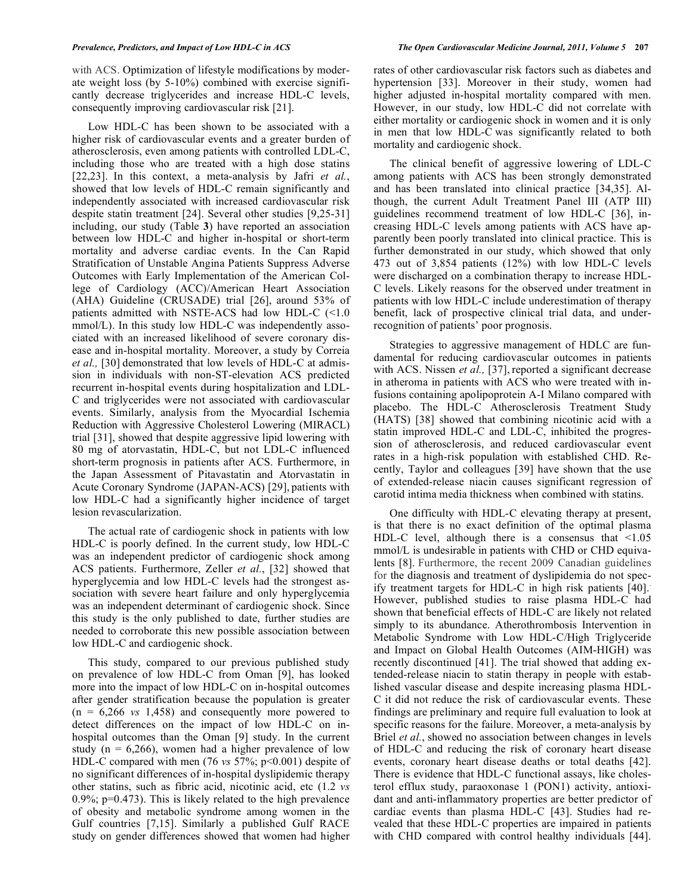with ACS. Optimization of lifestyle modifications by moderate weight loss (by 5-10%) combined with exercise significantly decrease triglycerides and increase HDL-C levels, consequently improving cardiovascular risk [21].

Low HDL-C has been shown to be associated with a higher risk of cardiovascular events and a greater burden of atherosclerosis, even among patients with controlled LDL-C, including those who are treated with a high dose statins [22,23]. In this context, a meta-analysis by Jafri *et al.*, showed that low levels of HDL-C remain significantly and independently associated with increased cardiovascular risk despite statin treatment [24]. Several other studies [9,25-31] including, our study (Table **3**) have reported an association between low HDL-C and higher in-hospital or short-term mortality and adverse cardiac events. In the Can Rapid Stratification of Unstable Angina Patients Suppress Adverse Outcomes with Early Implementation of the American College of Cardiology (ACC)/American Heart Association (AHA) Guideline (CRUSADE) trial [26], around 53% of patients admitted with NSTE-ACS had low HDL-C (<1.0 mmol/L). In this study low HDL-C was independently associated with an increased likelihood of severe coronary disease and in-hospital mortality. Moreover, a study by Correia *et al.,* [30] demonstrated that low levels of HDL-C at admission in individuals with non-ST-elevation ACS predicted recurrent in-hospital events during hospitalization and LDL-C and triglycerides were not associated with cardiovascular events. Similarly, analysis from the Myocardial Ischemia Reduction with Aggressive Cholesterol Lowering (MIRACL) trial [31], showed that despite aggressive lipid lowering with 80 mg of atorvastatin, HDL-C, but not LDL-C influenced short-term prognosis in patients after ACS. Furthermore, in the Japan Assessment of Pitavastatin and Atorvastatin in Acute Coronary Syndrome (JAPAN-ACS) [29], patients with low HDL-C had a significantly higher incidence of target lesion revascularization.

The actual rate of cardiogenic shock in patients with low HDL-C is poorly defined. In the current study, low HDL-C was an independent predictor of cardiogenic shock among ACS patients. Furthermore, Zeller *et al.*, [32] showed that hyperglycemia and low HDL-C levels had the strongest association with severe heart failure and only hyperglycemia was an independent determinant of cardiogenic shock. Since this study is the only published to date, further studies are needed to corroborate this new possible association between low HDL-C and cardiogenic shock.

This study, compared to our previous published study on prevalence of low HDL-C from Oman [9], has looked more into the impact of low HDL-C on in-hospital outcomes after gender stratification because the population is greater (n = 6,266 *vs* 1,458) and consequently more powered to detect differences on the impact of low HDL-C on in-hospital outcomes than the Oman [9] study. In the current study (n = 6,266), women had a higher prevalence of low HDL-C compared with men (76 *vs* 57%; p<0.001) despite of no significant differences of in-hospital dyslipidemic therapy other statins, such as fibric acid, nicotinic acid, etc (1.2 *vs* 0.9%; p=0.473). This is likely related to the high prevalence of obesity and metabolic syndrome among women in the Gulf countries [7,15]. Similarly a published Gulf RACE study on gender differences showed that women had higher rates of other cardiovascular risk factors such as diabetes and hypertension [33]. Moreover in their study, women had higher adjusted in-hospital mortality compared with men. However, in our study, low HDL-C did not correlate with either mortality or cardiogenic shock in women and it is only in men that low HDL-C was significantly related to both mortality and cardiogenic shock.

The clinical benefit of aggressive lowering of LDL-C among patients with ACS has been strongly demonstrated and has been translated into clinical practice [34,35]. Although, the current Adult Treatment Panel III (ATP III) guidelines recommend treatment of low HDL-C [36], increasing HDL-C levels among patients with ACS have apparently been poorly translated into clinical practice. This is further demonstrated in our study, which showed that only 473 out of 3,854 patients (12%) with low HDL-C levels were discharged on a combination therapy to increase HDL-C levels. Likely reasons for the observed under treatment in patients with low HDL-C include underestimation of therapy benefit, lack of prospective clinical trial data, and under-recognition of patients' poor prognosis.

Strategies to aggressive management of HDLC are fundamental for reducing cardiovascular outcomes in patients with ACS. Nissen *et al.,* [37], reported a significant decrease in atheroma in patients with ACS who were treated with infusions containing apolipoprotein A-I Milano compared with placebo. The HDL-C Atherosclerosis Treatment Study (HATS) [38] showed that combining nicotinic acid with a statin improved HDL-C and LDL-C, inhibited the progression of atherosclerosis, and reduced cardiovascular event rates in a high-risk population with established CHD. Recently, Taylor and colleagues [39] have shown that the use of extended-release niacin causes significant regression of carotid intima media thickness when combined with statins.

One difficulty with HDL-C elevating therapy at present, is that there is no exact definition of the optimal plasma HDL-C level, although there is a consensus that <1.05 mmol/L is undesirable in patients with CHD or CHD equivalents [8]. Furthermore, the recent 2009 Canadian guidelines for the diagnosis and treatment of dyslipidemia do not specify treatment targets for HDL-C in high risk patients [40]. However, published studies to raise plasma HDL-C had shown that beneficial effects of HDL-C are likely not related simply to its abundance. Atherothrombosis Intervention in Metabolic Syndrome with Low HDL-C/High Triglyceride and Impact on Global Health Outcomes (AIM-HIGH) was recently discontinued [41]. The trial showed that adding extended-release niacin to statin therapy in people with established vascular disease and despite increasing plasma HDL-C it did not reduce the risk of cardiovascular events. These findings are preliminary and require full evaluation to look at specific reasons for the failure. Moreover, a meta-analysis by Briel *et al.*, showed no association between changes in levels of HDL-C and reducing the risk of coronary heart disease events, coronary heart disease deaths or total deaths [42]. There is evidence that HDL-C functional assays, like cholesterol efflux study, paraoxonase 1 (PON1) activity, antioxidant and anti-inflammatory properties are better predictor of cardiac events than plasma HDL-C [43]. Studies had revealed that these HDL-C properties are impaired in patients with CHD compared with control healthy individuals [44].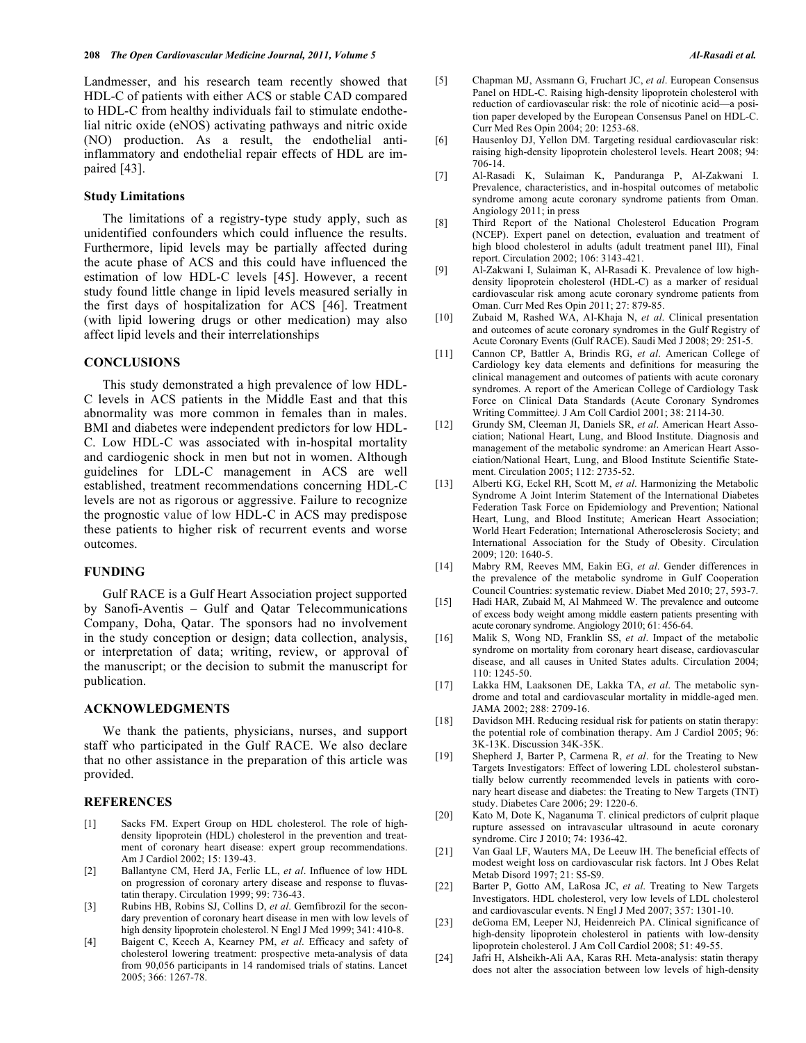Landmesser, and his research team recently showed that HDL-C of patients with either ACS or stable CAD compared to HDL-C from healthy individuals fail to stimulate endothelial nitric oxide (eNOS) activating pathways and nitric oxide (NO) production. As a result, the endothelial anti-inflammatory and endothelial repair effects of HDL are impaired [43].

### Study Limitations

The limitations of a registry-type study apply, such as unidentified confounders which could influence the results. Furthermore, lipid levels may be partially affected during the acute phase of ACS and this could have influenced the estimation of low HDL-C levels [45]. However, a recent study found little change in lipid levels measured serially in the first days of hospitalization for ACS [46]. Treatment (with lipid lowering drugs or other medication) may also affect lipid levels and their interrelationships

## CONCLUSIONS

This study demonstrated a high prevalence of low HDL-C levels in ACS patients in the Middle East and that this abnormality was more common in females than in males. BMI and diabetes were independent predictors for low HDL-C. Low HDL-C was associated with in-hospital mortality and cardiogenic shock in men but not in women. Although guidelines for LDL-C management in ACS are well established, treatment recommendations concerning HDL-C levels are not as rigorous or aggressive. Failure to recognize the prognostic value of low HDL-C in ACS may predispose these patients to higher risk of recurrent events and worse outcomes.

## FUNDING

Gulf RACE is a Gulf Heart Association project supported by Sanofi-Aventis – Gulf and Qatar Telecommunications Company, Doha, Qatar. The sponsors had no involvement in the study conception or design; data collection, analysis, or interpretation of data; writing, review, or approval of the manuscript; or the decision to submit the manuscript for publication.

## ACKNOWLEDGMENTS

We thank the patients, physicians, nurses, and support staff who participated in the Gulf RACE. We also declare that no other assistance in the preparation of this article was provided.

## REFERENCES

[1] Sacks FM. Expert Group on HDL cholesterol. The role of high-density lipoprotein (HDL) cholesterol in the prevention and treatment of coronary heart disease: expert group recommendations. Am J Cardiol 2002; 15: 139-43.

[2] Ballantyne CM, Herd JA, Ferlic LL, *et al*. Influence of low HDL on progression of coronary artery disease and response to fluvastatin therapy. Circulation 1999; 99: 736-43.

[3] Rubins HB, Robins SJ, Collins D, *et al*. Gemfibrozil for the secondary prevention of coronary heart disease in men with low levels of high density lipoprotein cholesterol. N Engl J Med 1999; 341: 410-8.

[4] Baigent C, Keech A, Kearney PM, *et al*. Efficacy and safety of cholesterol lowering treatment: prospective meta-analysis of data from 90,056 participants in 14 randomised trials of statins. Lancet 2005; 366: 1267-78.

[5] Chapman MJ, Assmann G, Fruchart JC, *et al*. European Consensus Panel on HDL-C. Raising high-density lipoprotein cholesterol with reduction of cardiovascular risk: the role of nicotinic acid—a position paper developed by the European Consensus Panel on HDL-C. Curr Med Res Opin 2004; 20: 1253-68.

[6] Hausenloy DJ, Yellon DM. Targeting residual cardiovascular risk: raising high-density lipoprotein cholesterol levels. Heart 2008; 94: 706-14.

[7] Al-Rasadi K, Sulaiman K, Panduranga P, Al-Zakwani I. Prevalence, characteristics, and in-hospital outcomes of metabolic syndrome among acute coronary syndrome patients from Oman. Angiology 2011; in press

[8] Third Report of the National Cholesterol Education Program (NCEP). Expert panel on detection, evaluation and treatment of high blood cholesterol in adults (adult treatment panel III), Final report. Circulation 2002; 106: 3143-421.

[9] Al-Zakwani I, Sulaiman K, Al-Rasadi K. Prevalence of low high-density lipoprotein cholesterol (HDL-C) as a marker of residual cardiovascular risk among acute coronary syndrome patients from Oman. Curr Med Res Opin 2011; 27: 879-85.

[10] Zubaid M, Rashed WA, Al-Khaja N, *et al*. Clinical presentation and outcomes of acute coronary syndromes in the Gulf Registry of Acute Coronary Events (Gulf RACE). Saudi Med J 2008; 29: 251-5.

[11] Cannon CP, Battler A, Brindis RG, *et al*. American College of Cardiology key data elements and definitions for measuring the clinical management and outcomes of patients with acute coronary syndromes. A report of the American College of Cardiology Task Force on Clinical Data Standards (Acute Coronary Syndromes Writing Committee). J Am Coll Cardiol 2001; 38: 2114-30.

[12] Grundy SM, Cleeman JI, Daniels SR, *et al*. American Heart Association; National Heart, Lung, and Blood Institute. Diagnosis and management of the metabolic syndrome: an American Heart Association/National Heart, Lung, and Blood Institute Scientific Statement. Circulation 2005; 112: 2735-52.

[13] Alberti KG, Eckel RH, Scott M, *et al*. Harmonizing the Metabolic Syndrome A Joint Interim Statement of the International Diabetes Federation Task Force on Epidemiology and Prevention; National Heart, Lung, and Blood Institute; American Heart Association; World Heart Federation; International Atherosclerosis Society; and International Association for the Study of Obesity. Circulation 2009; 120: 1640-5.

[14] Mabry RM, Reeves MM, Eakin EG, *et al*. Gender differences in the prevalence of the metabolic syndrome in Gulf Cooperation Council Countries: systematic review. Diabet Med 2010; 27, 593-7.

[15] Hadi HAR, Zubaid M, Al Mahmeed W. The prevalence and outcome of excess body weight among middle eastern patients presenting with acute coronary syndrome. Angiology 2010; 61: 456-64.

[16] Malik S, Wong ND, Franklin SS, *et al*. Impact of the metabolic syndrome on mortality from coronary heart disease, cardiovascular disease, and all causes in United States adults. Circulation 2004; 110: 1245-50.

[17] Lakka HM, Laaksonen DE, Lakka TA, *et al*. The metabolic syndrome and total and cardiovascular mortality in middle-aged men. JAMA 2002; 288: 2709-16.

[18] Davidson MH. Reducing residual risk for patients on statin therapy: the potential role of combination therapy. Am J Cardiol 2005; 96: 3K-13K. Discussion 34K-35K.

[19] Shepherd J, Barter P, Carmena R, *et al*. for the Treating to New Targets Investigators: Effect of lowering LDL cholesterol substantially below currently recommended levels in patients with coronary heart disease and diabetes: the Treating to New Targets (TNT) study. Diabetes Care 2006; 29: 1220-6.

[20] Kato M, Dote K, Naganuma T. clinical predictors of culprit plaque rupture assessed on intravascular ultrasound in acute coronary syndrome. Circ J 2010; 74: 1936-42.

[21] Van Gaal LF, Wauters MA, De Leeuw IH. The beneficial effects of modest weight loss on cardiovascular risk factors. Int J Obes Relat Metab Disord 1997; 21: S5-S9.

[22] Barter P, Gotto AM, LaRosa JC, *et al*. Treating to New Targets Investigators. HDL cholesterol, very low levels of LDL cholesterol and cardiovascular events. N Engl J Med 2007; 357: 1301-10.

[23] deGoma EM, Leeper NJ, Heidenreich PA. Clinical significance of high-density lipoprotein cholesterol in patients with low-density lipoprotein cholesterol. J Am Coll Cardiol 2008; 51: 49-55.

[24] Jafri H, Alsheikh-Ali AA, Karas RH. Meta-analysis: statin therapy does not alter the association between low levels of high-density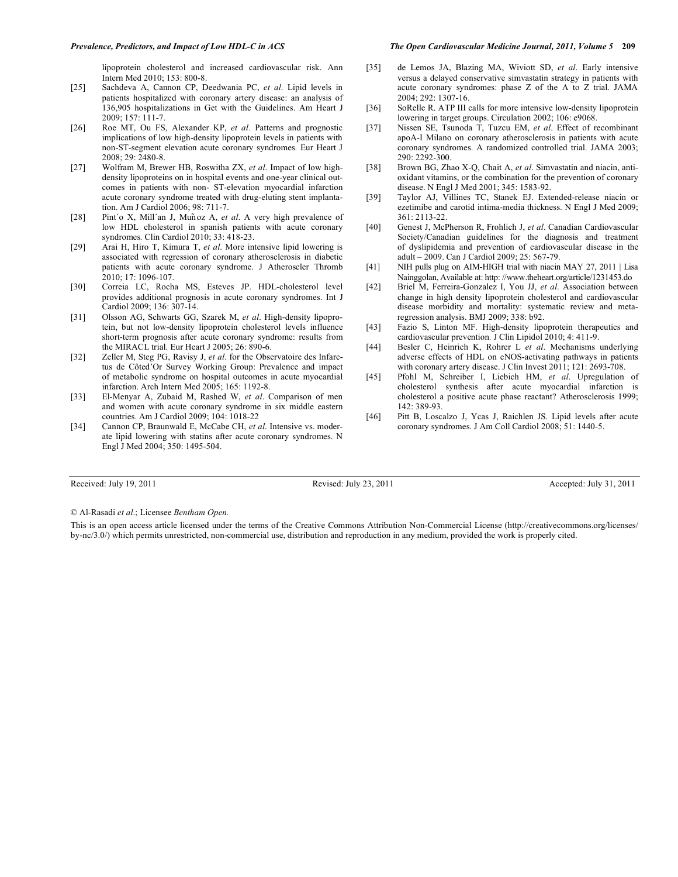lipoprotein cholesterol and increased cardiovascular risk. Ann Intern Med 2010; 153: 800-8.

[25] Sachdeva A, Cannon CP, Deedwania PC, *et al*. Lipid levels in patients hospitalized with coronary artery disease: an analysis of 136,905 hospitalizations in Get with the Guidelines. Am Heart J 2009; 157: 111-7.

[26] Roe MT, Ou FS, Alexander KP, *et al*. Patterns and prognostic implications of low high-density lipoprotein levels in patients with non-ST-segment elevation acute coronary syndromes. Eur Heart J 2008; 29: 2480-8.

[27] Wolfram M, Brewer HB, Roswitha ZX, *et al*. Impact of low high-density lipoproteins on in hospital events and one-year clinical outcomes in patients with non- ST-elevation myocardial infarction acute coronary syndrome treated with drug-eluting stent implantation. Am J Cardiol 2006; 98: 711-7.

[28] Pint´o X, Mill´an J, Muñoz A, *et al*. A very high prevalence of low HDL cholesterol in spanish patients with acute coronary syndromes. Clin Cardiol 2010; 33: 418-23.

[29] Arai H, Hiro T, Kimura T, *et al*. More intensive lipid lowering is associated with regression of coronary atherosclerosis in diabetic patients with acute coronary syndrome. J Atheroscler Thromb 2010; 17: 1096-107.

[30] Correia LC, Rocha MS, Esteves JP. HDL-cholesterol level provides additional prognosis in acute coronary syndromes. Int J Cardiol 2009; 136: 307-14.

[31] Olsson AG, Schwarts GG, Szarek M, *et al*. High-density lipoprotein, but not low-density lipoprotein cholesterol levels influence short-term prognosis after acute coronary syndrome: results from the MIRACL trial. Eur Heart J 2005; 26: 890-6.

[32] Zeller M, Steg PG, Ravisy J, *et al*. for the Observatoire des Infarctus de Côted'Or Survey Working Group: Prevalence and impact of metabolic syndrome on hospital outcomes in acute myocardial infarction. Arch Intern Med 2005; 165: 1192-8.

[33] El-Menyar A, Zubaid M, Rashed W, *et al*. Comparison of men and women with acute coronary syndrome in six middle eastern countries. Am J Cardiol 2009; 104: 1018-22

[34] Cannon CP, Braunwald E, McCabe CH, *et al*. Intensive vs. moderate lipid lowering with statins after acute coronary syndromes. N Engl J Med 2004; 350: 1495-504.

[35] de Lemos JA, Blazing MA, Wiviott SD, *et al*. Early intensive versus a delayed conservative simvastatin strategy in patients with acute coronary syndromes: phase Z of the A to Z trial. JAMA 2004; 292: 1307-16.

[36] SoRelle R. ATP III calls for more intensive low-density lipoprotein lowering in target groups. Circulation 2002; 106: e9068.

[37] Nissen SE, Tsunoda T, Tuzcu EM, *et al*. Effect of recombinant apoA-I Milano on coronary atherosclerosis in patients with acute coronary syndromes. A randomized controlled trial. JAMA 2003; 290: 2292-300.

[38] Brown BG, Zhao X-Q, Chait A, *et al*. Simvastatin and niacin, antioxidant vitamins, or the combination for the prevention of coronary disease. N Engl J Med 2001; 345: 1583-92.

[39] Taylor AJ, Villines TC, Stanek EJ. Extended-release niacin or ezetimibe and carotid intima-media thickness. N Engl J Med 2009; 361: 2113-22.

[40] Genest J, McPherson R, Frohlich J, *et al*. Canadian Cardiovascular Society/Canadian guidelines for the diagnosis and treatment of dyslipidemia and prevention of cardiovascular disease in the adult – 2009. Can J Cardiol 2009; 25: 567-79.

[41] NIH pulls plug on AIM-HIGH trial with niacin MAY 27, 2011 | Lisa Nainggolan, Available at: http: //www.theheart.org/article/1231453.do

[42] Briel M, Ferreira-Gonzalez I, You JJ, *et al*. Association between change in high density lipoprotein cholesterol and cardiovascular disease morbidity and mortality: systematic review and meta-regression analysis. BMJ 2009; 338: b92.

[43] Fazio S, Linton MF. High-density lipoprotein therapeutics and cardiovascular prevention. J Clin Lipidol 2010; 4: 411-9.

[44] Besler C, Heinrich K, Rohrer L *et al*. Mechanisms underlying adverse effects of HDL on eNOS-activating pathways in patients with coronary artery disease. J Clin Invest 2011; 121: 2693-708.

[45] Pfohl M, Schreiber I, Liebich HM, *et al*. Upregulation of cholesterol synthesis after acute myocardial infarction is cholesterol a positive acute phase reactant? Atherosclerosis 1999; 142: 389-93.

[46] Pitt B, Loscalzo J, Ycas J, Raichlen JS. Lipid levels after acute coronary syndromes. J Am Coll Cardiol 2008; 51: 1440-5.

Received: July 19, 2011 Revised: July 23, 2011 Accepted: July 31, 2011

© Al-Rasadi *et al*.; Licensee *Bentham Open*.

This is an open access article licensed under the terms of the Creative Commons Attribution Non-Commercial License (http://creativecommons.org/licenses/by-nc/3.0/) which permits unrestricted, non-commercial use, distribution and reproduction in any medium, provided the work is properly cited.